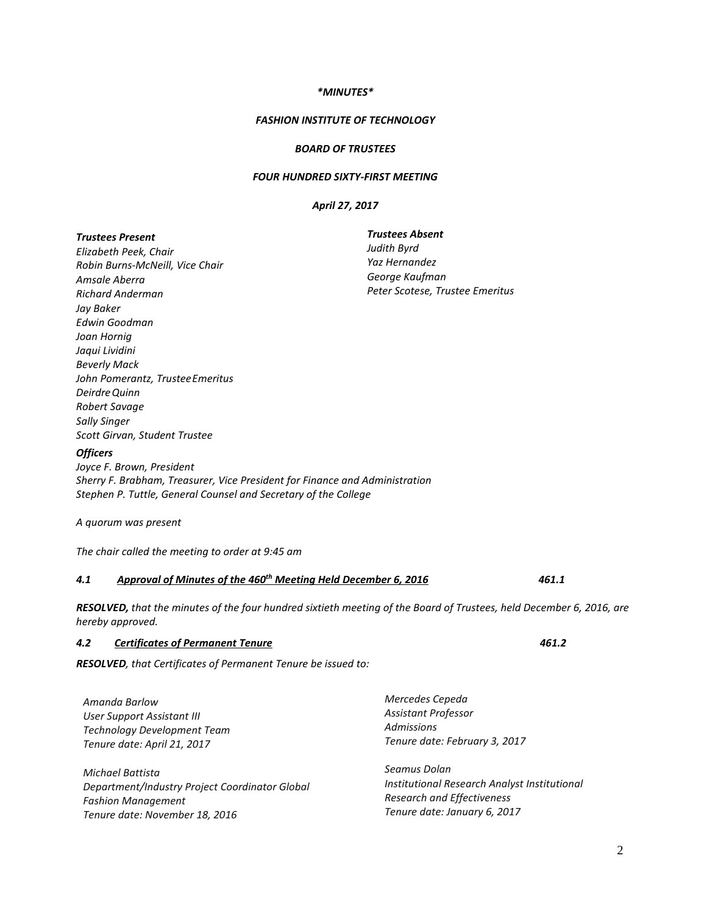***MINUTES***

***FASHION INSTITUTE OF TECHNOLOGY***

***BOARD OF TRUSTEES***

***FOUR HUNDRED SIXTY-FIRST MEETING***

***April 27, 2017***

***Trustees Present***
*Elizabeth Peek, Chair*
*Robin Burns-McNeill, Vice Chair*
*Amsale Aberra*
*Richard Anderman*
*Jay Baker*
*Edwin Goodman*
*Joan Hornig*
*Jaqui Lividini*
*Beverly Mack*
*John Pomerantz, Trustee Emeritus*
*Deirdre Quinn*
*Robert Savage*
*Sally Singer*
*Scott Girvan, Student Trustee*

***Trustees Absent***
*Judith Byrd*
*Yaz Hernandez*
*George Kaufman*
*Peter Scotese, Trustee Emeritus*

***Officers***
*Joyce F. Brown, President*
*Sherry F. Brabham, Treasurer, Vice President for Finance and Administration*
*Stephen P. Tuttle, General Counsel and Secretary of the College*

*A quorum was present*

*The chair called the meeting to order at 9:45 am*

***4.1 Approval of Minutes of the 460th Meeting Held December 6, 2016*** ***461.1***

***RESOLVED,*** *that the minutes of the four hundred sixtieth meeting of the Board of Trustees, held December 6, 2016, are hereby approved.*

***4.2 Certificates of Permanent Tenure*** ***461.2***

***RESOLVED***, *that Certificates of Permanent Tenure be issued to:*

*Amanda Barlow*
*User Support Assistant III*
*Technology Development Team*
*Tenure date: April 21, 2017*

*Michael Battista*
*Department/Industry Project Coordinator Global Fashion Management*
*Tenure date: November 18, 2016*

*Mercedes Cepeda*
*Assistant Professor*
*Admissions*
*Tenure date: February 3, 2017*

*Seamus Dolan*
*Institutional Research Analyst Institutional Research and Effectiveness*
*Tenure date: January 6, 2017*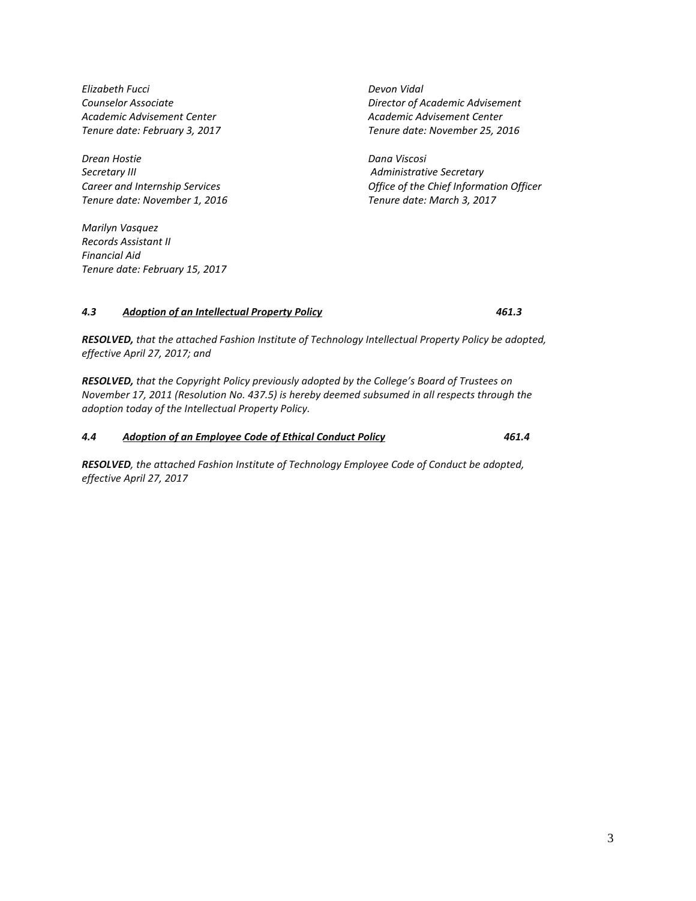*Elizabeth Fucci*
*Counselor Associate*
*Academic Advisement Center*
*Tenure date: February 3, 2017*

*Drean Hostie*
*Secretary III*
*Career and Internship Services*
*Tenure date: November 1, 2016*

*Marilyn Vasquez*
*Records Assistant II*
*Financial Aid*
*Tenure date: February 15, 2017*

*Devon Vidal*
*Director of Academic Advisement*
*Academic Advisement Center*
*Tenure date: November 25, 2016*

*Dana Viscosi*
*Administrative Secretary*
*Office of the Chief Information Officer*
*Tenure date: March 3, 2017*

***4.3 Adoption of an Intellectual Property Policy 461.3***

***RESOLVED,** that the attached Fashion Institute of Technology Intellectual Property Policy be adopted, effective April 27, 2017; and*

***RESOLVED,** that the Copyright Policy previously adopted by the College's Board of Trustees on November 17, 2011 (Resolution No. 437.5) is hereby deemed subsumed in all respects through the adoption today of the Intellectual Property Policy.*

***4.4 Adoption of an Employee Code of Ethical Conduct Policy 461.4***

***RESOLVED**, the attached Fashion Institute of Technology Employee Code of Conduct be adopted, effective April 27, 2017*